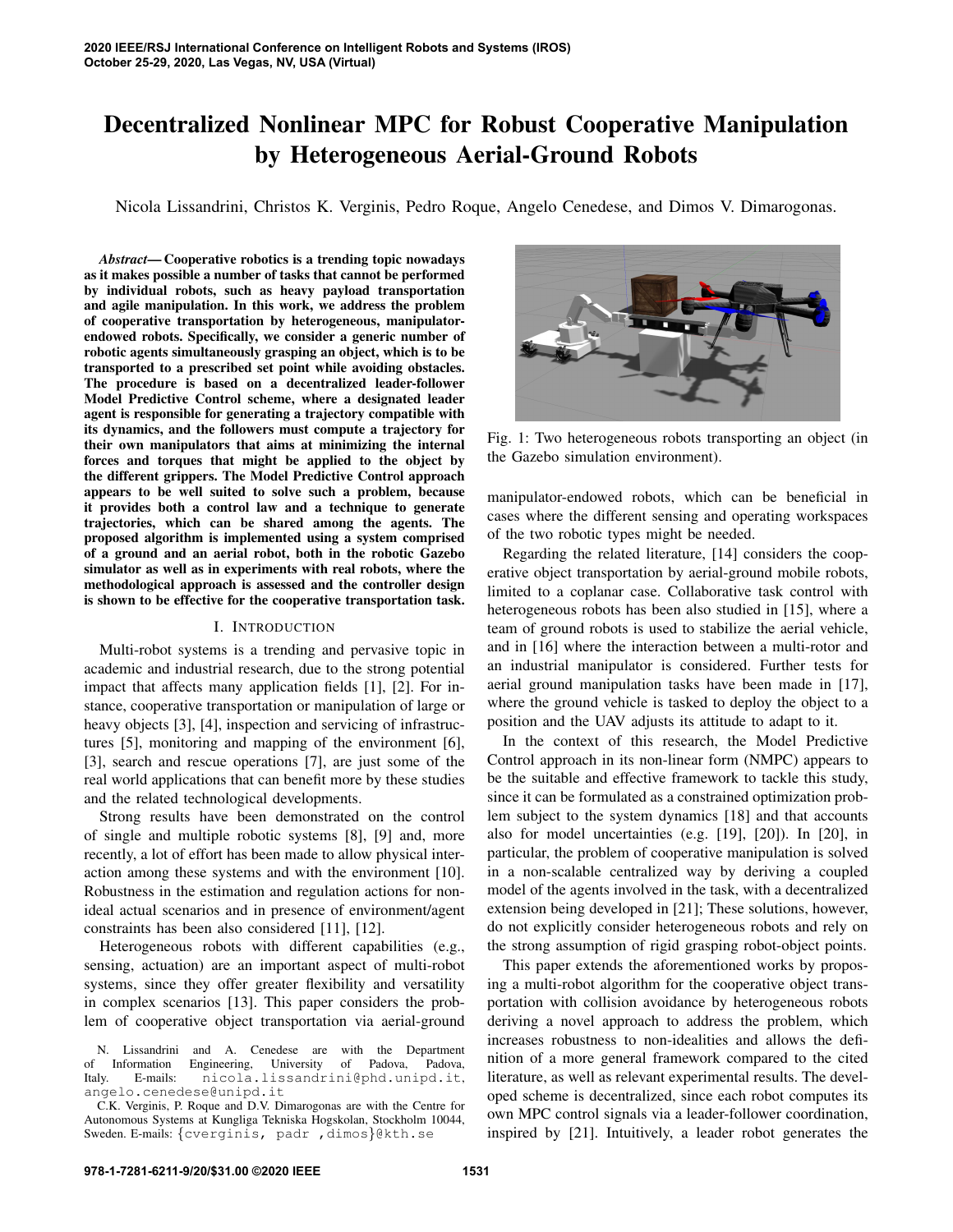# Decentralized Nonlinear MPC for Robust Cooperative Manipulation by Heterogeneous Aerial-Ground Robots

Nicola Lissandrini, Christos K. Verginis, Pedro Roque, Angelo Cenedese, and Dimos V. Dimarogonas.

***Abstract*— Cooperative robotics is a trending topic nowadays as it makes possible a number of tasks that cannot be performed by individual robots, such as heavy payload transportation and agile manipulation. In this work, we address the problem of cooperative transportation by heterogeneous, manipulator-endowed robots. Specifically, we consider a generic number of robotic agents simultaneously grasping an object, which is to be transported to a prescribed set point while avoiding obstacles. The procedure is based on a decentralized leader-follower Model Predictive Control scheme, where a designated leader agent is responsible for generating a trajectory compatible with its dynamics, and the followers must compute a trajectory for their own manipulators that aims at minimizing the internal forces and torques that might be applied to the object by the different grippers. The Model Predictive Control approach appears to be well suited to solve such a problem, because it provides both a control law and a technique to generate trajectories, which can be shared among the agents. The proposed algorithm is implemented using a system comprised of a ground and an aerial robot, both in the robotic Gazebo simulator as well as in experiments with real robots, where the methodological approach is assessed and the controller design is shown to be effective for the cooperative transportation task.**

## I. INTRODUCTION

Multi-robot systems is a trending and pervasive topic in academic and industrial research, due to the strong potential impact that affects many application fields [1], [2]. For instance, cooperative transportation or manipulation of large or heavy objects [3], [4], inspection and servicing of infrastructures [5], monitoring and mapping of the environment [6], [3], search and rescue operations [7], are just some of the real world applications that can benefit more by these studies and the related technological developments.

Strong results have been demonstrated on the control of single and multiple robotic systems [8], [9] and, more recently, a lot of effort has been made to allow physical interaction among these systems and with the environment [10]. Robustness in the estimation and regulation actions for non-ideal actual scenarios and in presence of environment/agent constraints has been also considered [11], [12].

Heterogeneous robots with different capabilities (e.g., sensing, actuation) are an important aspect of multi-robot systems, since they offer greater flexibility and versatility in complex scenarios [13]. This paper considers the problem of cooperative object transportation via aerial-ground manipulator-endowed robots, which can be beneficial in cases where the different sensing and operating workspaces of the two robotic types might be needed.

Fig. 1: Two heterogeneous robots transporting an object (in the Gazebo simulation environment).

Regarding the related literature, [14] considers the cooperative object transportation by aerial-ground mobile robots, limited to a coplanar case. Collaborative task control with heterogeneous robots has been also studied in [15], where a team of ground robots is used to stabilize the aerial vehicle, and in [16] where the interaction between a multi-rotor and an industrial manipulator is considered. Further tests for aerial ground manipulation tasks have been made in [17], where the ground vehicle is tasked to deploy the object to a position and the UAV adjusts its attitude to adapt to it.

In the context of this research, the Model Predictive Control approach in its non-linear form (NMPC) appears to be the suitable and effective framework to tackle this study, since it can be formulated as a constrained optimization problem subject to the system dynamics [18] and that accounts also for model uncertainties (e.g. [19], [20]). In [20], in particular, the problem of cooperative manipulation is solved in a non-scalable centralized way by deriving a coupled model of the agents involved in the task, with a decentralized extension being developed in [21]; These solutions, however, do not explicitly consider heterogeneous robots and rely on the strong assumption of rigid grasping robot-object points.

This paper extends the aforementioned works by proposing a multi-robot algorithm for the cooperative object transportation with collision avoidance by heterogeneous robots deriving a novel approach to address the problem, which increases robustness to non-idealities and allows the definition of a more general framework compared to the cited literature, as well as relevant experimental results. The developed scheme is decentralized, since each robot computes its own MPC control signals via a leader-follower coordination, inspired by [21]. Intuitively, a leader robot generates the

N. Lissandrini and A. Cenedese are with the Department of Information Engineering, University of Padova, Padova, Italy. E-mails: nicola.lissandrini@phd.unipd.it, angelo.cenedese@unipd.it

C.K. Verginis, P. Roque and D.V. Dimarogonas are with the Centre for Autonomous Systems at Kungliga Tekniska Hogskolan, Stockholm 10044, Sweden. E-mails: {cverginis, padr ,dimos}@kth.se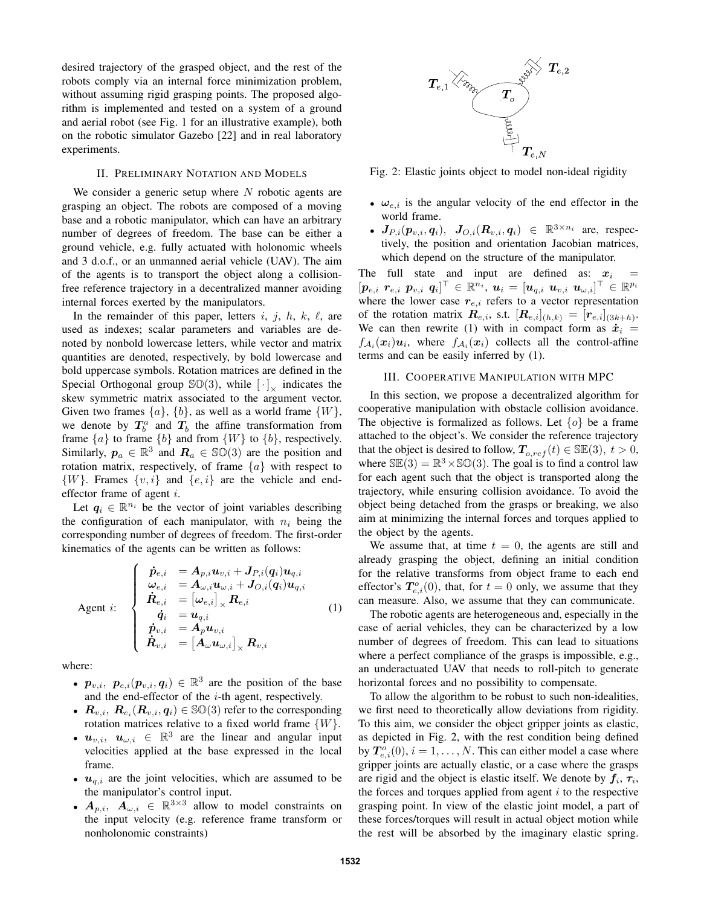desired trajectory of the grasped object, and the rest of the robots comply via an internal force minimization problem, without assuming rigid grasping points. The proposed algorithm is implemented and tested on a system of a ground and aerial robot (see Fig. 1 for an illustrative example), both on the robotic simulator Gazebo [22] and in real laboratory experiments.

## II. Preliminary Notation and Models

We consider a generic setup where $N$ robotic agents are grasping an object. The robots are composed of a moving base and a robotic manipulator, which can have an arbitrary number of degrees of freedom. The base can be either a ground vehicle, e.g. fully actuated with holonomic wheels and 3 d.o.f., or an unmanned aerial vehicle (UAV). The aim of the agents is to transport the object along a collision-free reference trajectory in a decentralized manner avoiding internal forces exerted by the manipulators.

In the remainder of this paper, letters $i$, $j$, $h$, $k$, $\ell$, are used as indexes; scalar parameters and variables are denoted by nonbold lowercase letters, while vector and matrix quantities are denoted, respectively, by bold lowercase and bold uppercase symbols. Rotation matrices are defined in the Special Orthogonal group $\mathbb{SO}(3)$, while $[\cdot]_\times$ indicates the skew symmetric matrix associated to the argument vector. Given two frames $\{a\}$, $\{b\}$, as well as a world frame $\{W\}$, we denote by $\boldsymbol{T}_b^a$ and $\boldsymbol{T}_b$ the affine transformation from frame $\{a\}$ to frame $\{b\}$ and from $\{W\}$ to $\{b\}$, respectively. Similarly, $\boldsymbol{p}_a \in \mathbb{R}^3$ and $\boldsymbol{R}_a \in \mathbb{SO}(3)$ are the position and rotation matrix, respectively, of frame $\{a\}$ with respect to $\{W\}$. Frames $\{v, i\}$ and $\{e, i\}$ are the vehicle and end-effector frame of agent $i$.

Let $\boldsymbol{q}_i \in \mathbb{R}^{n_i}$ be the vector of joint variables describing the configuration of each manipulator, with $n_i$ being the corresponding number of degrees of freedom. The first-order kinematics of the agents can be written as follows:

$$
\text{Agent } i: \quad \begin{cases}
\dot{\boldsymbol{p}}_{e,i} &= \boldsymbol{A}_{p,i}\boldsymbol{u}_{v,i} + \boldsymbol{J}_{P,i}(\boldsymbol{q}_i)\boldsymbol{u}_{q,i} \\
\boldsymbol{\omega}_{e,i} &= \boldsymbol{A}_{\omega,i}\boldsymbol{u}_{\omega,i} + \boldsymbol{J}_{O,i}(\boldsymbol{q}_i)\boldsymbol{u}_{q,i} \\
\dot{\boldsymbol{R}}_{e,i} &= \left[\boldsymbol{\omega}_{e,i}\right]_\times \boldsymbol{R}_{e,i} \\
\dot{\boldsymbol{q}}_i &= \boldsymbol{u}_{q,i} \\
\dot{\boldsymbol{p}}_{v,i} &= \boldsymbol{A}_p \boldsymbol{u}_{v,i} \\
\dot{\boldsymbol{R}}_{v,i} &= \left[\boldsymbol{A}_\omega \boldsymbol{u}_{\omega,i}\right]_\times \boldsymbol{R}_{v,i}
\end{cases} \tag{1}
$$

where:

- $\boldsymbol{p}_{v,i}$, $\boldsymbol{p}_{e,i}(\boldsymbol{p}_{v,i}, \boldsymbol{q}_i) \in \mathbb{R}^3$ are the position of the base and the end-effector of the $i$-th agent, respectively.
- $\boldsymbol{R}_{v,i}$, $\boldsymbol{R}_{e_i}(\boldsymbol{R}_{v,i}, \boldsymbol{q}_i) \in \mathbb{SO}(3)$ refer to the corresponding rotation matrices relative to a fixed world frame $\{W\}$.
- $\boldsymbol{u}_{v,i}$, $\boldsymbol{u}_{\omega,i} \in \mathbb{R}^3$ are the linear and angular input velocities applied at the base expressed in the local frame.
- $\boldsymbol{u}_{q,i}$ are the joint velocities, which are assumed to be the manipulator's control input.
- $\boldsymbol{A}_{p,i}$, $\boldsymbol{A}_{\omega,i} \in \mathbb{R}^{3\times 3}$ allow to model constraints on the input velocity (e.g. reference frame transform or nonholonomic constraints)
- $\boldsymbol{\omega}_{e,i}$ is the angular velocity of the end effector in the world frame.
- $\boldsymbol{J}_{P,i}(\boldsymbol{p}_{v,i}, \boldsymbol{q}_i)$, $\boldsymbol{J}_{O,i}(\boldsymbol{R}_{v,i}, \boldsymbol{q}_i) \in \mathbb{R}^{3\times n_i}$ are, respectively, the position and orientation Jacobian matrices, which depend on the structure of the manipulator.

The full state and input are defined as: $\boldsymbol{x}_i = [\boldsymbol{p}_{e,i}\ \boldsymbol{r}_{e,i}\ \boldsymbol{p}_{v,i}\ \boldsymbol{q}_i]^\top \in \mathbb{R}^{n_i}$, $\boldsymbol{u}_i = [\boldsymbol{u}_{q,i}\ \boldsymbol{u}_{v,i}\ \boldsymbol{u}_{\omega,i}]^\top \in \mathbb{R}^{p_i}$ where the lower case $\boldsymbol{r}_{e,i}$ refers to a vector representation of the rotation matrix $\boldsymbol{R}_{e,i}$, s.t. $[\boldsymbol{R}_{e,i}]_{(h,k)} = [\boldsymbol{r}_{e,i}]_{(3k+h)}$. We can then rewrite (1) with in compact form as $\dot{\boldsymbol{x}}_i = f_{\mathcal{A}_i}(\boldsymbol{x}_i)\boldsymbol{u}_i$, where $f_{\mathcal{A}_i}(\boldsymbol{x}_i)$ collects all the control-affine terms and can be easily inferred by (1).

Fig. 2: Elastic joints object to model non-ideal rigidity

## III. Cooperative Manipulation with MPC

In this section, we propose a decentralized algorithm for cooperative manipulation with obstacle collision avoidance. The objective is formalized as follows. Let $\{o\}$ be a frame attached to the object's. We consider the reference trajectory that the object is desired to follow, $\boldsymbol{T}_{o,ref}(t) \in \mathbb{SE}(3)$, $t > 0$, where $\mathbb{SE}(3) = \mathbb{R}^3 \times \mathbb{SO}(3)$. The goal is to find a control law for each agent such that the object is transported along the trajectory, while ensuring collision avoidance. To avoid the object being detached from the grasps or breaking, we also aim at minimizing the internal forces and torques applied to the object by the agents.

We assume that, at time $t = 0$, the agents are still and already grasping the object, defining an initial condition for the relative transforms from object frame to each end effector's $\boldsymbol{T}_{e,i}^o(0)$, that, for $t = 0$ only, we assume that they can measure. Also, we assume that they can communicate.

The robotic agents are heterogeneous and, especially in the case of aerial vehicles, they can be characterized by a low number of degrees of freedom. This can lead to situations where a perfect compliance of the grasps is impossible, e.g., an underactuated UAV that needs to roll-pitch to generate horizontal forces and no possibility to compensate.

To allow the algorithm to be robust to such non-idealities, we first need to theoretically allow deviations from rigidity. To this aim, we consider the object gripper joints as elastic, as depicted in Fig. 2, with the rest condition being defined by $\boldsymbol{T}_{e,i}^o(0)$, $i = 1, \ldots, N$. This can either model a case where gripper joints are actually elastic, or a case where the grasps are rigid and the object is elastic itself. We denote by $\boldsymbol{f}_i$, $\boldsymbol{\tau}_i$, the forces and torques applied from agent $i$ to the respective grasping point. In view of the elastic joint model, a part of these forces/torques will result in actual object motion while the rest will be absorbed by the imaginary elastic spring.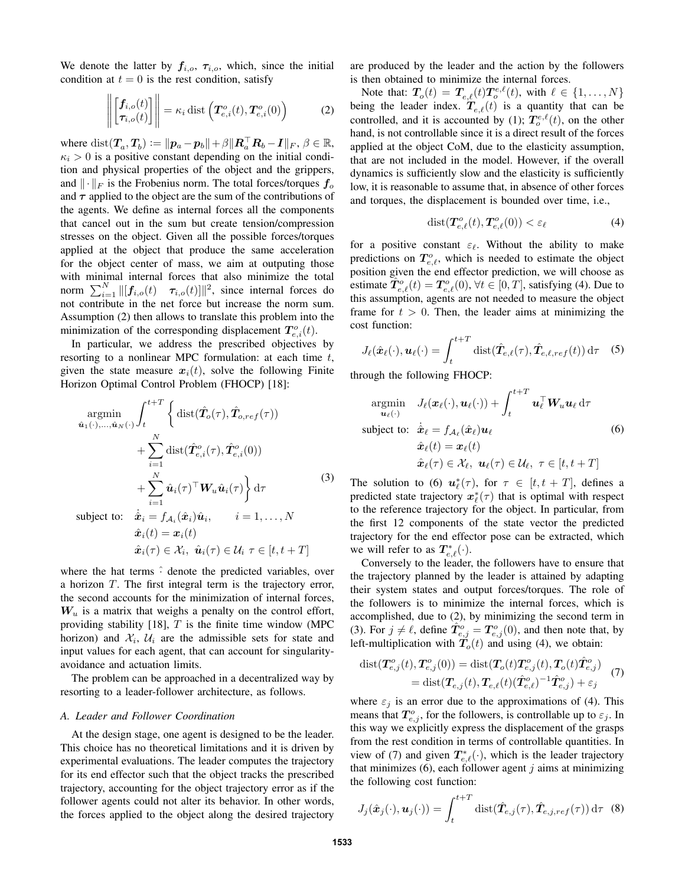We denote the latter by $\boldsymbol{f}_{i,o}$, $\boldsymbol{\tau}_{i,o}$, which, since the initial condition at $t=0$ is the rest condition, satisfy

$$\left\| \begin{bmatrix} \boldsymbol{f}_{i,o}(t) \\ \boldsymbol{\tau}_{i,o}(t) \end{bmatrix} \right\| = \kappa_i \operatorname{dist}\left( \boldsymbol{T}^o_{e,i}(t), \boldsymbol{T}^o_{e,i}(0) \right) \tag{2}$$

where $\operatorname{dist}(\boldsymbol{T}_a, \boldsymbol{T}_b) := \|\boldsymbol{p}_a - \boldsymbol{p}_b\| + \beta \|\boldsymbol{R}_a^\top \boldsymbol{R}_b - \boldsymbol{I}\|_F$, $\beta \in \mathbb{R}$, $\kappa_i > 0$ is a positive constant depending on the initial condition and physical properties of the object and the grippers, and $\|\cdot\|_F$ is the Frobenius norm. The total forces/torques $\boldsymbol{f}_o$ and $\boldsymbol{\tau}$ applied to the object are the sum of the contributions of the agents. We define as internal forces all the components that cancel out in the sum but create tension/compression stresses on the object. Given all the possible forces/torques applied at the object that produce the same acceleration for the object center of mass, we aim at outputing those with minimal internal forces that also minimize the total norm $\sum_{i=1}^{N} \|[\boldsymbol{f}_{i,o}(t) \quad \boldsymbol{\tau}_{i,o}(t)]\|^2$, since internal forces do not contribute in the net force but increase the norm sum. Assumption (2) then allows to translate this problem into the minimization of the corresponding displacement $\boldsymbol{T}^o_{e,i}(t)$.

In particular, we address the prescribed objectives by resorting to a nonlinear MPC formulation: at each time $t$, given the state measure $\boldsymbol{x}_i(t)$, solve the following Finite Horizon Optimal Control Problem (FHOCP) [18]:

$$\begin{aligned}
\underset{\hat{\boldsymbol{u}}_1(\cdot),\ldots,\hat{\boldsymbol{u}}_N(\cdot)}{\operatorname{argmin}} \int_t^{t+T} \Bigg\{ & \operatorname{dist}(\hat{\boldsymbol{T}}_o(\tau), \hat{\boldsymbol{T}}_{o,ref}(\tau)) \\
& + \sum_{i=1}^{N} \operatorname{dist}(\hat{\boldsymbol{T}}^o_{e,i}(\tau), \hat{\boldsymbol{T}}^o_{e,i}(0)) \\
& + \sum_{i=1}^{N} \hat{\boldsymbol{u}}_i(\tau)^\top \boldsymbol{W}_u \hat{\boldsymbol{u}}_i(\tau) \Bigg\} \,\mathrm{d}\tau \\
\text{subject to:} \quad & \dot{\hat{\boldsymbol{x}}}_i = f_{\mathcal{A}_i}(\hat{\boldsymbol{x}}_i)\hat{\boldsymbol{u}}_i, \qquad i = 1,\ldots,N \\
& \hat{\boldsymbol{x}}_i(t) = \boldsymbol{x}_i(t) \\
& \hat{\boldsymbol{x}}_i(\tau) \in \mathcal{X}_i,\ \hat{\boldsymbol{u}}_i(\tau) \in \mathcal{U}_i \ \tau \in [t, t+T]
\end{aligned} \tag{3}$$

where the hat terms $\hat{\cdot}$ denote the predicted variables, over a horizon $T$. The first integral term is the trajectory error, the second accounts for the minimization of internal forces, $\boldsymbol{W}_u$ is a matrix that weighs a penalty on the control effort, providing stability [18], $T$ is the finite time window (MPC horizon) and $\mathcal{X}_i$, $\mathcal{U}_i$ are the admissible sets for state and input values for each agent, that can account for singularity-avoidance and actuation limits.

The problem can be approached in a decentralized way by resorting to a leader-follower architecture, as follows.

### A. Leader and Follower Coordination

At the design stage, one agent is designed to be the leader. This choice has no theoretical limitations and it is driven by experimental evaluations. The leader computes the trajectory for its end effector such that the object tracks the prescribed trajectory, accounting for the object trajectory error as if the follower agents could not alter its behavior. In other words, the forces applied to the object along the desired trajectory are produced by the leader and the action by the followers is then obtained to minimize the internal forces.

Note that: $\boldsymbol{T}_o(t) = \boldsymbol{T}_{e,\ell}(t)\boldsymbol{T}^{e,\ell}_o(t)$, with $\ell \in \{1,\ldots,N\}$ being the leader index. $\boldsymbol{T}_{e,\ell}(t)$ is a quantity that can be controlled, and it is accounted by (1); $\boldsymbol{T}^{e,\ell}_o(t)$, on the other hand, is not controllable since it is a direct result of the forces applied at the object CoM, due to the elasticity assumption, that are not included in the model. However, if the overall dynamics is sufficiently slow and the elasticity is sufficiently low, it is reasonable to assume that, in absence of other forces and torques, the displacement is bounded over time, i.e.,

$$\operatorname{dist}(\boldsymbol{T}^o_{e,\ell}(t), \boldsymbol{T}^o_{e,\ell}(0)) < \varepsilon_\ell \tag{4}$$

for a positive constant $\varepsilon_\ell$. Without the ability to make predictions on $\boldsymbol{T}^o_{e,\ell}$, which is needed to estimate the object position given the end effector prediction, we will choose as estimate $\hat{\boldsymbol{T}}^o_{e,\ell}(t) = \boldsymbol{T}^o_{e,\ell}(0), \forall t \in [0,T]$, satisfying (4). Due to this assumption, agents are not needed to measure the object frame for $t > 0$. Then, the leader aims at minimizing the cost function:

$$J_\ell(\hat{\boldsymbol{x}}_\ell(\cdot), \boldsymbol{u}_\ell(\cdot)) = \int_t^{t+T} \operatorname{dist}(\hat{\boldsymbol{T}}_{e,\ell}(\tau), \hat{\boldsymbol{T}}_{e,\ell,ref}(t)) \,\mathrm{d}\tau \tag{5}$$

through the following FHOCP:

$$\begin{aligned}
\underset{\boldsymbol{u}_\ell(\cdot)}{\operatorname{argmin}} \quad & J_\ell(\boldsymbol{x}_\ell(\cdot), \boldsymbol{u}_\ell(\cdot)) + \int_t^{t+T} \boldsymbol{u}_\ell^\top \boldsymbol{W}_u \boldsymbol{u}_\ell \,\mathrm{d}\tau \\
\text{subject to:} \quad & \dot{\hat{\boldsymbol{x}}}_\ell = f_{\mathcal{A}_\ell}(\hat{\boldsymbol{x}}_\ell)\boldsymbol{u}_\ell \\
& \hat{\boldsymbol{x}}_\ell(t) = \boldsymbol{x}_\ell(t) \\
& \hat{\boldsymbol{x}}_\ell(\tau) \in \mathcal{X}_\ell,\ \boldsymbol{u}_\ell(\tau) \in \mathcal{U}_\ell,\ \tau \in [t, t+T]
\end{aligned} \tag{6}$$

The solution to (6) $\boldsymbol{u}^*_\ell(\tau)$, for $\tau \in [t, t+T]$, defines a predicted state trajectory $\boldsymbol{x}^*_\ell(\tau)$ that is optimal with respect to the reference trajectory for the object. In particular, from the first 12 components of the state vector the predicted trajectory for the end effector pose can be extracted, which we will refer to as $\boldsymbol{T}^*_{e,\ell}(\cdot)$.

Conversely to the leader, the followers have to ensure that the trajectory planned by the leader is attained by adapting their system states and output forces/torques. The role of the followers is to minimize the internal forces, which is accomplished, due to (2), by minimizing the second term in (3). For $j \neq \ell$, define $\hat{\boldsymbol{T}}^o_{e,j} = \boldsymbol{T}^o_{e,j}(0)$, and then note that, by left-multiplication with $\boldsymbol{T}_o(t)$ and using (4), we obtain:

$$\begin{aligned}
\operatorname{dist}(\boldsymbol{T}^o_{e,j}(t), \boldsymbol{T}^o_{e,j}(0)) &= \operatorname{dist}(\boldsymbol{T}_o(t)\boldsymbol{T}^o_{e,j}(t), \boldsymbol{T}_o(t)\hat{\boldsymbol{T}}^o_{e,j}) \\
&= \operatorname{dist}(\boldsymbol{T}_{e,j}(t), \boldsymbol{T}_{e,\ell}(t)(\hat{\boldsymbol{T}}^o_{e,\ell})^{-1}\hat{\boldsymbol{T}}^o_{e,j}) + \varepsilon_j
\end{aligned} \tag{7}$$

where $\varepsilon_j$ is an error due to the approximations of (4). This means that $\boldsymbol{T}^o_{e,j}$, for the followers, is controllable up to $\varepsilon_j$. In this way we explicitly express the displacement of the grasps from the rest condition in terms of controllable quantities. In view of (7) and given $\boldsymbol{T}^*_{e,\ell}(\cdot)$, which is the leader trajectory that minimizes (6), each follower agent $j$ aims at minimizing the following cost function:

$$J_j(\hat{\boldsymbol{x}}_j(\cdot), \boldsymbol{u}_j(\cdot)) = \int_t^{t+T} \operatorname{dist}(\hat{\boldsymbol{T}}_{e,j}(\tau), \hat{\boldsymbol{T}}_{e,j,ref}(\tau)) \,\mathrm{d}\tau \tag{8}$$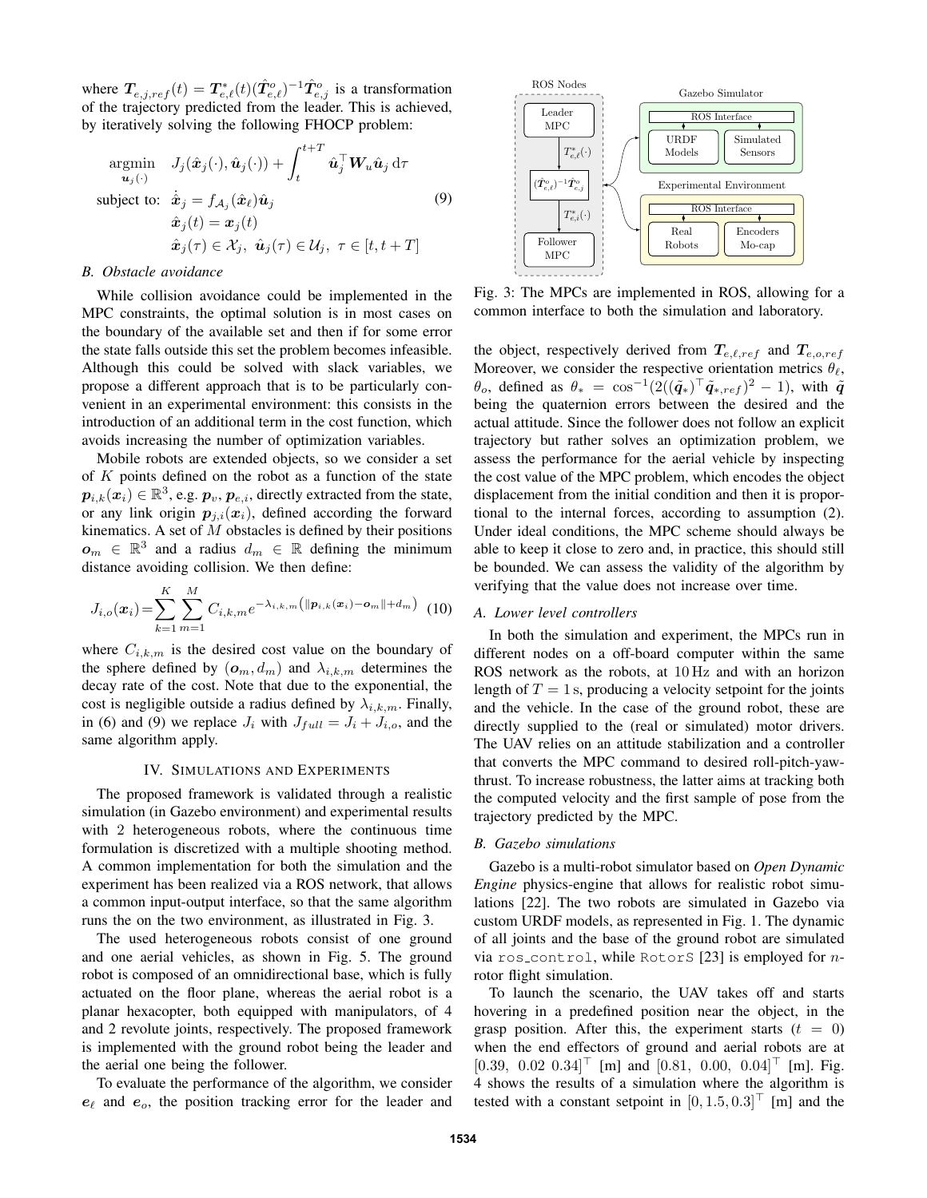where $\boldsymbol{T}_{e,j,ref}(t) = \boldsymbol{T}^*_{e,\ell}(t)(\hat{\boldsymbol{T}}^o_{e,\ell})^{-1}\hat{\boldsymbol{T}}^o_{e,j}$ is a transformation of the trajectory predicted from the leader. This is achieved, by iteratively solving the following FHOCP problem:

$$
\begin{aligned}
\underset{\boldsymbol{u}_j(\cdot)}{\text{argmin}} \quad & J_j(\hat{\boldsymbol{x}}_j(\cdot), \hat{\boldsymbol{u}}_j(\cdot)) + \int_t^{t+T} \hat{\boldsymbol{u}}_j^\top \boldsymbol{W}_u \hat{\boldsymbol{u}}_j \, \mathrm{d}\tau \\
\text{subject to:} \quad & \dot{\hat{\boldsymbol{x}}}_j = f_{\mathcal{A}_j}(\hat{\boldsymbol{x}}_\ell)\hat{\boldsymbol{u}}_j \\
& \hat{\boldsymbol{x}}_j(t) = \boldsymbol{x}_j(t) \\
& \hat{\boldsymbol{x}}_j(\tau) \in \mathcal{X}_j, \ \hat{\boldsymbol{u}}_j(\tau) \in \mathcal{U}_j, \ \tau \in [t, t+T]
\end{aligned} \tag{9}
$$

### B. Obstacle avoidance

While collision avoidance could be implemented in the MPC constraints, the optimal solution is in most cases on the boundary of the available set and then if for some error the state falls outside this set the problem becomes infeasible. Although this could be solved with slack variables, we propose a different approach that is to be particularly convenient in an experimental environment: this consists in the introduction of an additional term in the cost function, which avoids increasing the number of optimization variables.

Mobile robots are extended objects, so we consider a set of $K$ points defined on the robot as a function of the state $\boldsymbol{p}_{i,k}(\boldsymbol{x}_i) \in \mathbb{R}^3$, e.g. $\boldsymbol{p}_v, \boldsymbol{p}_{e,i}$, directly extracted from the state, or any link origin $\boldsymbol{p}_{j,i}(\boldsymbol{x}_i)$, defined according the forward kinematics. A set of $M$ obstacles is defined by their positions $\boldsymbol{o}_m \in \mathbb{R}^3$ and a radius $d_m \in \mathbb{R}$ defining the minimum distance avoiding collision. We then define:

$$
J_{i,o}(\boldsymbol{x}_i) = \sum_{k=1}^{K}\sum_{m=1}^{M} C_{i,k,m} e^{-\lambda_{i,k,m}\left(\|\boldsymbol{p}_{i,k}(\boldsymbol{x}_i) - \boldsymbol{o}_m\| + d_m\right)} \tag{10}
$$

where $C_{i,k,m}$ is the desired cost value on the boundary of the sphere defined by $(\boldsymbol{o}_m, d_m)$ and $\lambda_{i,k,m}$ determines the decay rate of the cost. Note that due to the exponential, the cost is negligible outside a radius defined by $\lambda_{i,k,m}$. Finally, in (6) and (9) we replace $J_i$ with $J_{full} = J_i + J_{i,o}$, and the same algorithm apply.

## IV. Simulations and Experiments

The proposed framework is validated through a realistic simulation (in Gazebo environment) and experimental results with 2 heterogeneous robots, where the continuous time formulation is discretized with a multiple shooting method. A common implementation for both the simulation and the experiment has been realized via a ROS network, that allows a common input-output interface, so that the same algorithm runs the on the two environment, as illustrated in Fig. 3.

The used heterogeneous robots consist of one ground and one aerial vehicles, as shown in Fig. 5. The ground robot is composed of an omnidirectional base, which is fully actuated on the floor plane, whereas the aerial robot is a planar hexacopter, both equipped with manipulators, of 4 and 2 revolute joints, respectively. The proposed framework is implemented with the ground robot being the leader and the aerial one being the follower.

To evaluate the performance of the algorithm, we consider $\boldsymbol{e}_\ell$ and $\boldsymbol{e}_o$, the position tracking error for the leader and

Fig. 3: The MPCs are implemented in ROS, allowing for a common interface to both the simulation and laboratory.

the object, respectively derived from $\boldsymbol{T}_{e,\ell,ref}$ and $\boldsymbol{T}_{e,o,ref}$ Moreover, we consider the respective orientation metrics $\theta_\ell$, $\theta_o$, defined as $\theta_* = \cos^{-1}(2((\tilde{\boldsymbol{q}}_*)^\top \tilde{\boldsymbol{q}}_{*,ref})^2 - 1)$, with $\tilde{\boldsymbol{q}}$ being the quaternion errors between the desired and the actual attitude. Since the follower does not follow an explicit trajectory but rather solves an optimization problem, we assess the performance for the aerial vehicle by inspecting the cost value of the MPC problem, which encodes the object displacement from the initial condition and then it is proportional to the internal forces, according to assumption (2). Under ideal conditions, the MPC scheme should always be able to keep it close to zero and, in practice, this should still be bounded. We can assess the validity of the algorithm by verifying that the value does not increase over time.

### A. Lower level controllers

In both the simulation and experiment, the MPCs run in different nodes on a off-board computer within the same ROS network as the robots, at 10 Hz and with an horizon length of $T = 1$ s, producing a velocity setpoint for the joints and the vehicle. In the case of the ground robot, these are directly supplied to the (real or simulated) motor drivers. The UAV relies on an attitude stabilization and a controller that converts the MPC command to desired roll-pitch-yaw-thrust. To increase robustness, the latter aims at tracking both the computed velocity and the first sample of pose from the trajectory predicted by the MPC.

### B. Gazebo simulations

Gazebo is a multi-robot simulator based on *Open Dynamic Engine* physics-engine that allows for realistic robot simulations [22]. The two robots are simulated in Gazebo via custom URDF models, as represented in Fig. 1. The dynamic of all joints and the base of the ground robot are simulated via `ros_control`, while `RotorS` [23] is employed for $n$-rotor flight simulation.

To launch the scenario, the UAV takes off and starts hovering in a predefined position near the object, in the grasp position. After this, the experiment starts ($t = 0$) when the end effectors of ground and aerial robots are at $[0.39,\ 0.02\ 0.34]^\top$ [m] and $[0.81,\ 0.00,\ 0.04]^\top$ [m]. Fig. 4 shows the results of a simulation where the algorithm is tested with a constant setpoint in $[0, 1.5, 0.3]^\top$ [m] and the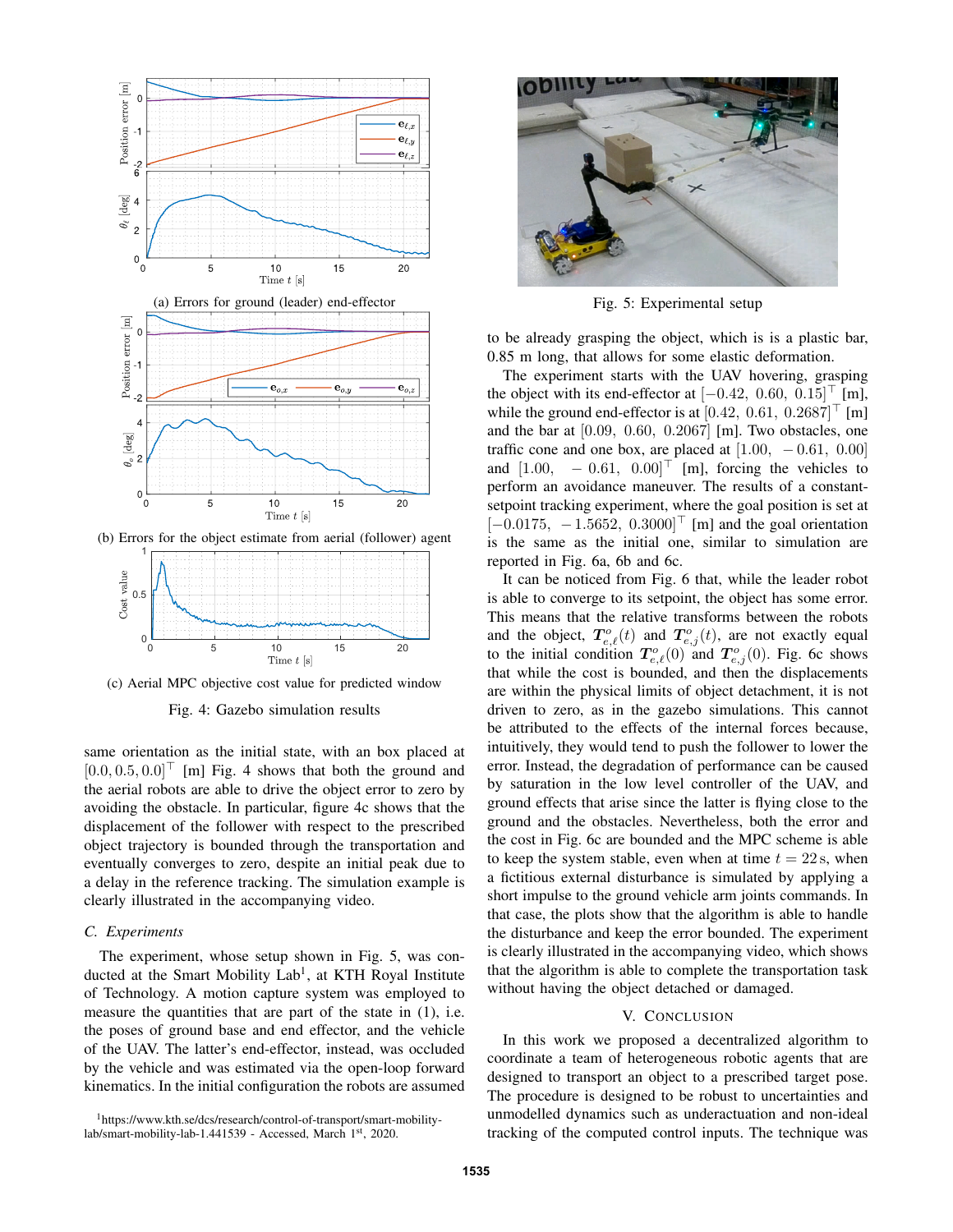(a) Errors for ground (leader) end-effector

(b) Errors for the object estimate from aerial (follower) agent

(c) Aerial MPC objective cost value for predicted window

Fig. 4: Gazebo simulation results

same orientation as the initial state, with an box placed at $[0.0, 0.5, 0.0]^\top$ [m] Fig. 4 shows that both the ground and the aerial robots are able to drive the object error to zero by avoiding the obstacle. In particular, figure 4c shows that the displacement of the follower with respect to the prescribed object trajectory is bounded through the transportation and eventually converges to zero, despite an initial peak due to a delay in the reference tracking. The simulation example is clearly illustrated in the accompanying video.

### C. Experiments

The experiment, whose setup shown in Fig. 5, was conducted at the Smart Mobility Lab[1], at KTH Royal Institute of Technology. A motion capture system was employed to measure the quantities that are part of the state in (1), i.e. the poses of ground base and end effector, and the vehicle of the UAV. The latter's end-effector, instead, was occluded by the vehicle and was estimated via the open-loop forward kinematics. In the initial configuration the robots are assumed to be already grasping the object, which is is a plastic bar, 0.85 m long, that allows for some elastic deformation.

[1] https://www.kth.se/dcs/research/control-of-transport/smart-mobility-lab/smart-mobility-lab-1.441539 - Accessed, March 1st, 2020.

Fig. 5: Experimental setup

The experiment starts with the UAV hovering, grasping the object with its end-effector at $[-0.42,\ 0.60,\ 0.15]^\top$ [m], while the ground end-effector is at $[0.42,\ 0.61,\ 0.2687]^\top$ [m] and the bar at $[0.09,\ 0.60,\ 0.2067]$ [m]. Two obstacles, one traffic cone and one box, are placed at $[1.00,\ \ -0.61,\ 0.00]$ and $[1.00,\ \ -0.61,\ 0.00]^\top$ [m], forcing the vehicles to perform an avoidance maneuver. The results of a constant-setpoint tracking experiment, where the goal position is set at $[-0.0175,\ -1.5652,\ 0.3000]^\top$ [m] and the goal orientation is the same as the initial one, similar to simulation are reported in Fig. 6a, 6b and 6c.

It can be noticed from Fig. 6 that, while the leader robot is able to converge to its setpoint, the object has some error. This means that the relative transforms between the robots and the object, $\boldsymbol{T}^o_{e,\ell}(t)$ and $\boldsymbol{T}^o_{e,j}(t)$, are not exactly equal to the initial condition $\boldsymbol{T}^o_{e,\ell}(0)$ and $\boldsymbol{T}^o_{e,j}(0)$. Fig. 6c shows that while the cost is bounded, and then the displacements are within the physical limits of object detachment, it is not driven to zero, as in the gazebo simulations. This cannot be attributed to the effects of the internal forces because, intuitively, they would tend to push the follower to lower the error. Instead, the degradation of performance can be caused by saturation in the low level controller of the UAV, and ground effects that arise since the latter is flying close to the ground and the obstacles. Nevertheless, both the error and the cost in Fig. 6c are bounded and the MPC scheme is able to keep the system stable, even when at time $t = 22$ s, when a fictitious external disturbance is simulated by applying a short impulse to the ground vehicle arm joints commands. In that case, the plots show that the algorithm is able to handle the disturbance and keep the error bounded. The experiment is clearly illustrated in the accompanying video, which shows that the algorithm is able to complete the transportation task without having the object detached or damaged.

## V. Conclusion

In this work we proposed a decentralized algorithm to coordinate a team of heterogeneous robotic agents that are designed to transport an object to a prescribed target pose. The procedure is designed to be robust to uncertainties and unmodelled dynamics such as underactuation and non-ideal tracking of the computed control inputs. The technique was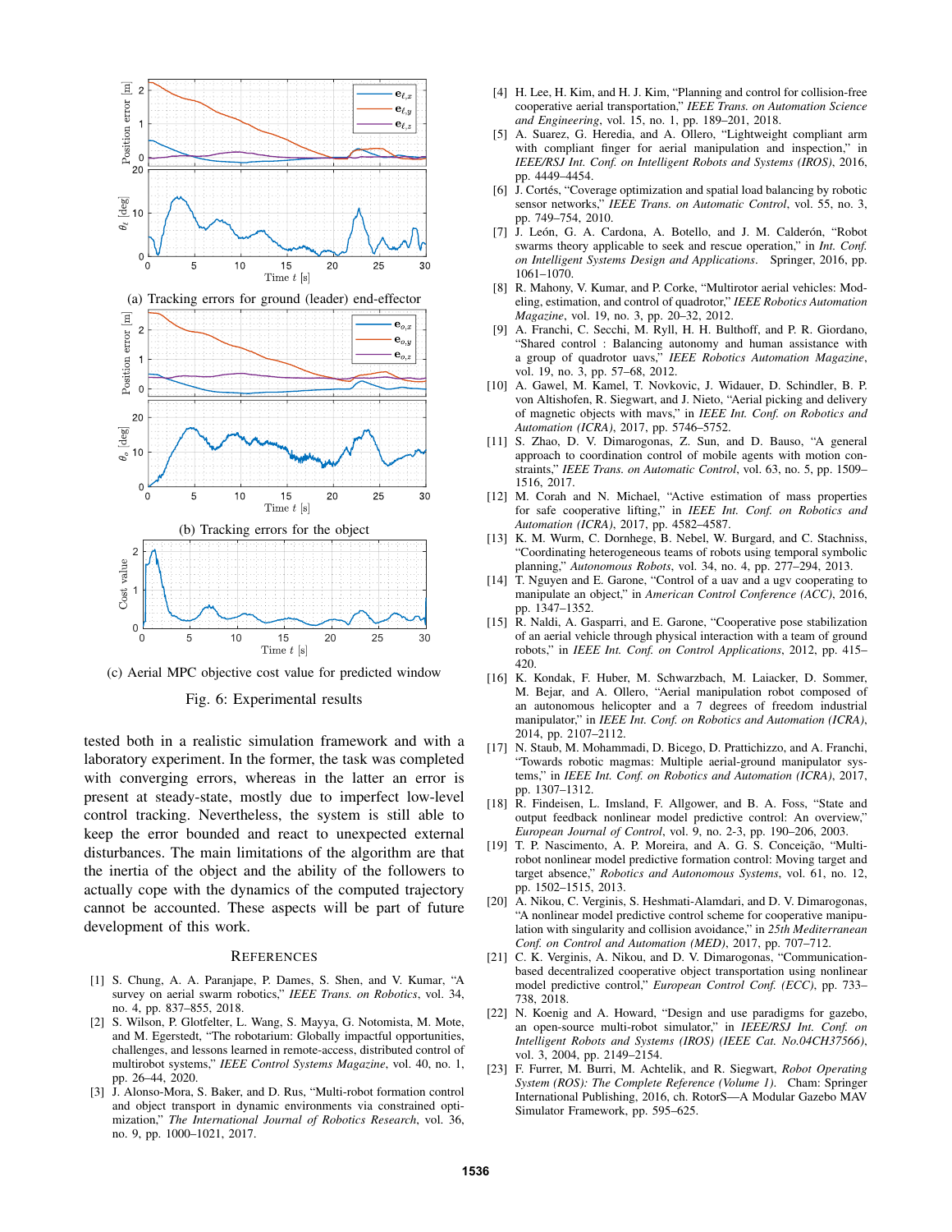Position error [m]

$\mathbf{e}_{\ell,x}$

$\mathbf{e}_{\ell,y}$

$\mathbf{e}_{\ell,z}$

$\theta_\ell$ [deg]

Time $t$ [s]

(a) Tracking errors for ground (leader) end-effector

Position error [m]

$\mathbf{e}_{o,x}$

$\mathbf{e}_{o,y}$

$\mathbf{e}_{o,z}$

$\theta_o$ [deg]

Time $t$ [s]

(b) Tracking errors for the object

Cost value

Time $t$ [s]

(c) Aerial MPC objective cost value for predicted window

Fig. 6: Experimental results

tested both in a realistic simulation framework and with a laboratory experiment. In the former, the task was completed with converging errors, whereas in the latter an error is present at steady-state, mostly due to imperfect low-level control tracking. Nevertheless, the system is still able to keep the error bounded and react to unexpected external disturbances. The main limitations of the algorithm are that the inertia of the object and the ability of the followers to actually cope with the dynamics of the computed trajectory cannot be accounted. These aspects will be part of future development of this work.

## References

[1] S. Chung, A. A. Paranjape, P. Dames, S. Shen, and V. Kumar, "A survey on aerial swarm robotics," *IEEE Trans. on Robotics*, vol. 34, no. 4, pp. 837–855, 2018.

[2] S. Wilson, P. Glotfelter, L. Wang, S. Mayya, G. Notomista, M. Mote, and M. Egerstedt, "The robotarium: Globally impactful opportunities, challenges, and lessons learned in remote-access, distributed control of multirobot systems," *IEEE Control Systems Magazine*, vol. 40, no. 1, pp. 26–44, 2020.

[3] J. Alonso-Mora, S. Baker, and D. Rus, "Multi-robot formation control and object transport in dynamic environments via constrained optimization," *The International Journal of Robotics Research*, vol. 36, no. 9, pp. 1000–1021, 2017.

[4] H. Lee, H. Kim, and H. J. Kim, "Planning and control for collision-free cooperative aerial transportation," *IEEE Trans. on Automation Science and Engineering*, vol. 15, no. 1, pp. 189–201, 2018.

[5] A. Suarez, G. Heredia, and A. Ollero, "Lightweight compliant arm with compliant finger for aerial manipulation and inspection," in *IEEE/RSJ Int. Conf. on Intelligent Robots and Systems (IROS)*, 2016, pp. 4449–4454.

[6] J. Cortés, "Coverage optimization and spatial load balancing by robotic sensor networks," *IEEE Trans. on Automatic Control*, vol. 55, no. 3, pp. 749–754, 2010.

[7] J. León, G. A. Cardona, A. Botello, and J. M. Calderón, "Robot swarms theory applicable to seek and rescue operation," in *Int. Conf. on Intelligent Systems Design and Applications*. Springer, 2016, pp. 1061–1070.

[8] R. Mahony, V. Kumar, and P. Corke, "Multirotor aerial vehicles: Modeling, estimation, and control of quadrotor," *IEEE Robotics Automation Magazine*, vol. 19, no. 3, pp. 20–32, 2012.

[9] A. Franchi, C. Secchi, M. Ryll, H. H. Bulthoff, and P. R. Giordano, "Shared control : Balancing autonomy and human assistance with a group of quadrotor uavs," *IEEE Robotics Automation Magazine*, vol. 19, no. 3, pp. 57–68, 2012.

[10] A. Gawel, M. Kamel, T. Novkovic, J. Widauer, D. Schindler, B. P. von Altishofen, R. Siegwart, and J. Nieto, "Aerial picking and delivery of magnetic objects with mavs," in *IEEE Int. Conf. on Robotics and Automation (ICRA)*, 2017, pp. 5746–5752.

[11] S. Zhao, D. V. Dimarogonas, Z. Sun, and D. Bauso, "A general approach to coordination control of mobile agents with motion constraints," *IEEE Trans. on Automatic Control*, vol. 63, no. 5, pp. 1509–1516, 2017.

[12] M. Corah and N. Michael, "Active estimation of mass properties for safe cooperative lifting," in *IEEE Int. Conf. on Robotics and Automation (ICRA)*, 2017, pp. 4582–4587.

[13] K. M. Wurm, C. Dornhege, B. Nebel, W. Burgard, and C. Stachniss, "Coordinating heterogeneous teams of robots using temporal symbolic planning," *Autonomous Robots*, vol. 34, no. 4, pp. 277–294, 2013.

[14] T. Nguyen and E. Garone, "Control of a uav and a ugv cooperating to manipulate an object," in *American Control Conference (ACC)*, 2016, pp. 1347–1352.

[15] R. Naldi, A. Gasparri, and E. Garone, "Cooperative pose stabilization of an aerial vehicle through physical interaction with a team of ground robots," in *IEEE Int. Conf. on Control Applications*, 2012, pp. 415–420.

[16] K. Kondak, F. Huber, M. Schwarzbach, M. Laiacker, D. Sommer, M. Bejar, and A. Ollero, "Aerial manipulation robot composed of an autonomous helicopter and a 7 degrees of freedom industrial manipulator," in *IEEE Int. Conf. on Robotics and Automation (ICRA)*, 2014, pp. 2107–2112.

[17] N. Staub, M. Mohammadi, D. Bicego, D. Prattichizzo, and A. Franchi, "Towards robotic magmas: Multiple aerial-ground manipulator systems," in *IEEE Int. Conf. on Robotics and Automation (ICRA)*, 2017, pp. 1307–1312.

[18] R. Findeisen, L. Imsland, F. Allgower, and B. A. Foss, "State and output feedback nonlinear model predictive control: An overview," *European Journal of Control*, vol. 9, no. 2-3, pp. 190–206, 2003.

[19] T. P. Nascimento, A. P. Moreira, and A. G. S. Conceição, "Multi-robot nonlinear model predictive formation control: Moving target and target absence," *Robotics and Autonomous Systems*, vol. 61, no. 12, pp. 1502–1515, 2013.

[20] A. Nikou, C. Verginis, S. Heshmati-Alamdari, and D. V. Dimarogonas, "A nonlinear model predictive control scheme for cooperative manipulation with singularity and collision avoidance," in *25th Mediterranean Conf. on Control and Automation (MED)*, 2017, pp. 707–712.

[21] C. K. Verginis, A. Nikou, and D. V. Dimarogonas, "Communication-based decentralized cooperative object transportation using nonlinear model predictive control," *European Control Conf. (ECC)*, pp. 733–738, 2018.

[22] N. Koenig and A. Howard, "Design and use paradigms for gazebo, an open-source multi-robot simulator," in *IEEE/RSJ Int. Conf. on Intelligent Robots and Systems (IROS) (IEEE Cat. No.04CH37566)*, vol. 3, 2004, pp. 2149–2154.

[23] F. Furrer, M. Burri, M. Achtelik, and R. Siegwart, *Robot Operating System (ROS): The Complete Reference (Volume 1)*. Cham: Springer International Publishing, 2016, ch. RotorS—A Modular Gazebo MAV Simulator Framework, pp. 595–625.